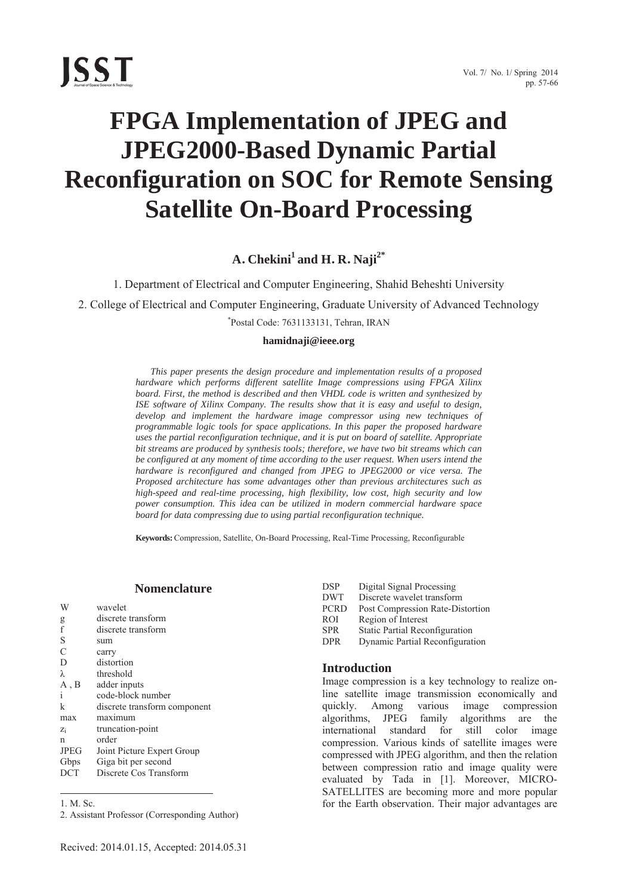# FPGA Implementation of JPEG and JPEG2000-Based Dynamic Partial Reconfiguration on SOC for Remote Sensing Satellite On-Board Processing

**A. Chekini[1] and H. R. Naji[2*]**

1. Department of Electrical and Computer Engineering, Shahid Beheshti University

2. College of Electrical and Computer Engineering, Graduate University of Advanced Technology

[*]Postal Code: 7631133131, Tehran, IRAN

**hamidnaji@ieee.org**

*This paper presents the design procedure and implementation results of a proposed hardware which performs different satellite Image compressions using FPGA Xilinx board. First, the method is described and then VHDL code is written and synthesized by ISE software of Xilinx Company. The results show that it is easy and useful to design, develop and implement the hardware image compressor using new techniques of programmable logic tools for space applications. In this paper the proposed hardware uses the partial reconfiguration technique, and it is put on board of satellite. Appropriate bit streams are produced by synthesis tools; therefore, we have two bit streams which can be configured at any moment of time according to the user request. When users intend the hardware is reconfigured and changed from JPEG to JPEG2000 or vice versa. The Proposed architecture has some advantages other than previous architectures such as high-speed and real-time processing, high flexibility, low cost, high security and low power consumption. This idea can be utilized in modern commercial hardware space board for data compressing due to using partial reconfiguration technique.*

**Keywords:** Compression, Satellite, On-Board Processing, Real-Time Processing, Reconfigurable

## Nomenclature

| | |
|---|---|
| W | wavelet |
| g | discrete transform |
| f | discrete transform |
| S | sum |
| C | carry |
| D | distortion |
| $\lambda$ | threshold |
| A , B | adder inputs |
| i | code-block number |
| k | discrete transform component |
| max | maximum |
| $z_i$ | truncation-point |
| n | order |
| JPEG | Joint Picture Expert Group |
| Gbps | Giga bit per second |
| DCT | Discrete Cos Transform |
| DSP | Digital Signal Processing |
| DWT | Discrete wavelet transform |
| PCRD | Post Compression Rate-Distortion |
| ROI | Region of Interest |
| SPR | Static Partial Reconfiguration |
| DPR | Dynamic Partial Reconfiguration |

1. M. Sc.

2. Assistant Professor (Corresponding Author)

Recived: 2014.01.15, Accepted: 2014.05.31

## Introduction

Image compression is a key technology to realize on-line satellite image transmission economically and quickly. Among various image compression algorithms, JPEG family algorithms are the international standard for still color image compression. Various kinds of satellite images were compressed with JPEG algorithm, and then the relation between compression ratio and image quality were evaluated by Tada in [1]. Moreover, MICRO-SATELLITES are becoming more and more popular for the Earth observation. Their major advantages are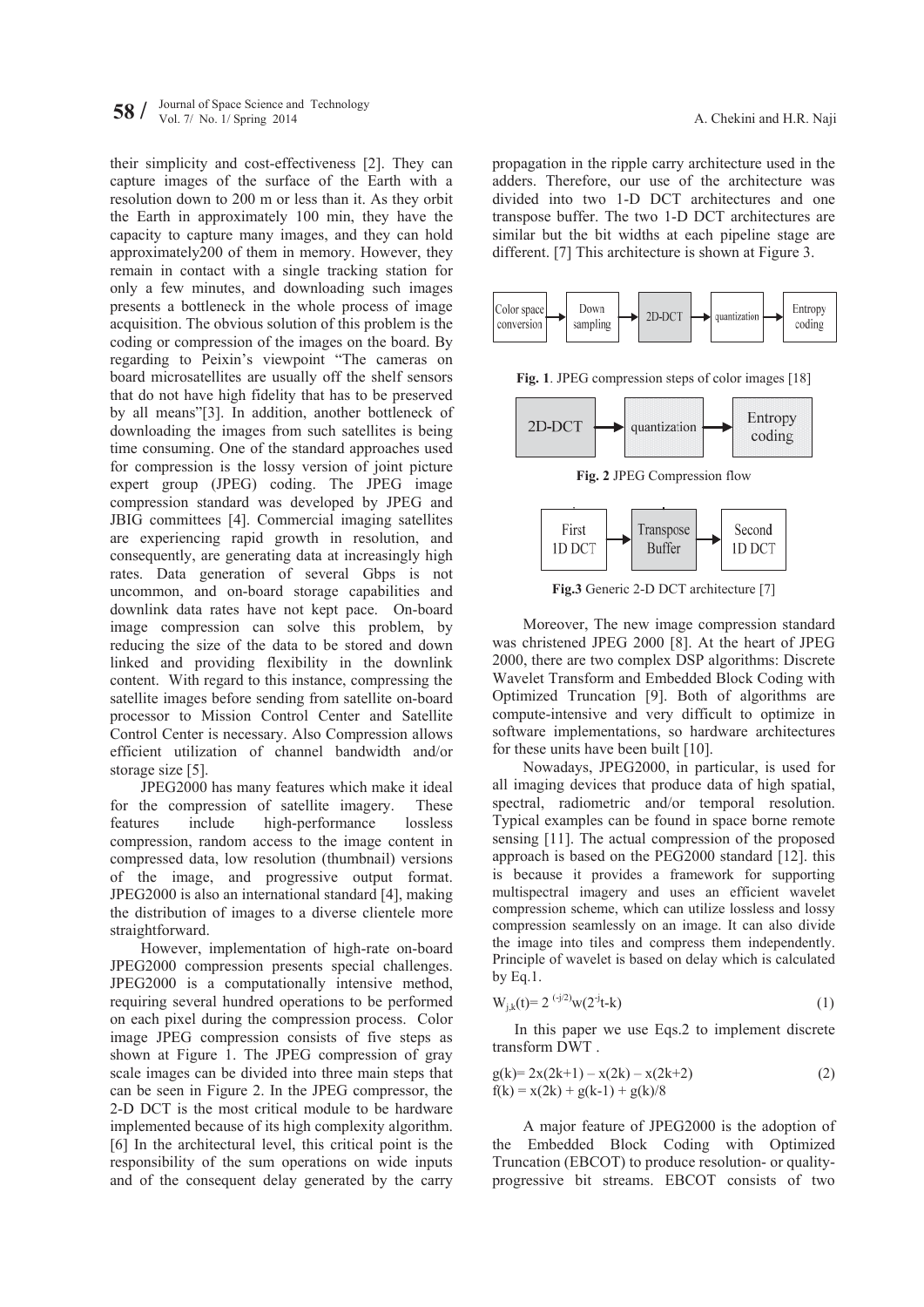their simplicity and cost-effectiveness [2]. They can capture images of the surface of the Earth with a resolution down to 200 m or less than it. As they orbit the Earth in approximately 100 min, they have the capacity to capture many images, and they can hold approximately200 of them in memory. However, they remain in contact with a single tracking station for only a few minutes, and downloading such images presents a bottleneck in the whole process of image acquisition. The obvious solution of this problem is the coding or compression of the images on the board. By regarding to Peixin's viewpoint "The cameras on board microsatellites are usually off the shelf sensors that do not have high fidelity that has to be preserved by all means"[3]. In addition, another bottleneck of downloading the images from such satellites is being time consuming. One of the standard approaches used for compression is the lossy version of joint picture expert group (JPEG) coding. The JPEG image compression standard was developed by JPEG and JBIG committees [4]. Commercial imaging satellites are experiencing rapid growth in resolution, and consequently, are generating data at increasingly high rates. Data generation of several Gbps is not uncommon, and on-board storage capabilities and downlink data rates have not kept pace. On-board image compression can solve this problem, by reducing the size of the data to be stored and down linked and providing flexibility in the downlink content. With regard to this instance, compressing the satellite images before sending from satellite on-board processor to Mission Control Center and Satellite Control Center is necessary. Also Compression allows efficient utilization of channel bandwidth and/or storage size [5].

JPEG2000 has many features which make it ideal for the compression of satellite imagery. These features include high-performance lossless compression, random access to the image content in compressed data, low resolution (thumbnail) versions of the image, and progressive output format. JPEG2000 is also an international standard [4], making the distribution of images to a diverse clientele more straightforward.

However, implementation of high-rate on-board JPEG2000 compression presents special challenges. JPEG2000 is a computationally intensive method, requiring several hundred operations to be performed on each pixel during the compression process. Color image JPEG compression consists of five steps as shown at Figure 1. The JPEG compression of gray scale images can be divided into three main steps that can be seen in Figure 2. In the JPEG compressor, the 2-D DCT is the most critical module to be hardware implemented because of its high complexity algorithm. [6] In the architectural level, this critical point is the responsibility of the sum operations on wide inputs and of the consequent delay generated by the carry propagation in the ripple carry architecture used in the adders. Therefore, our use of the architecture was divided into two 1-D DCT architectures and one transpose buffer. The two 1-D DCT architectures are similar but the bit widths at each pipeline stage are different. [7] This architecture is shown at Figure 3.

Color space conversion → Down sampling → 2D-DCT → quantization → Entropy coding

**Fig. 1**. JPEG compression steps of color images [18]

2D-DCT → quantization → Entropy coding

**Fig. 2** JPEG Compression flow

First 1D DCT → Transpose Buffer → Second 1D DCT

**Fig.3** Generic 2-D DCT architecture [7]

Moreover, The new image compression standard was christened JPEG 2000 [8]. At the heart of JPEG 2000, there are two complex DSP algorithms: Discrete Wavelet Transform and Embedded Block Coding with Optimized Truncation [9]. Both of algorithms are compute-intensive and very difficult to optimize in software implementations, so hardware architectures for these units have been built [10].

Nowadays, JPEG2000, in particular, is used for all imaging devices that produce data of high spatial, spectral, radiometric and/or temporal resolution. Typical examples can be found in space borne remote sensing [11]. The actual compression of the proposed approach is based on the PEG2000 standard [12]. this is because it provides a framework for supporting multispectral imagery and uses an efficient wavelet compression scheme, which can utilize lossless and lossy compression seamlessly on an image. It can also divide the image into tiles and compress them independently. Principle of wavelet is based on delay which is calculated by Eq.1.

$$W_{j,k}(t)= 2^{(-j/2)}w(2^{-j}t-k) \quad (1)$$

In this paper we use Eqs.2 to implement discrete transform DWT .

$$g(k)= 2x(2k+1) – x(2k) – x(2k+2) \quad (2)$$
$$f(k) = x(2k) + g(k-1) + g(k)/8$$

A major feature of JPEG2000 is the adoption of the Embedded Block Coding with Optimized Truncation (EBCOT) to produce resolution- or quality-progressive bit streams. EBCOT consists of two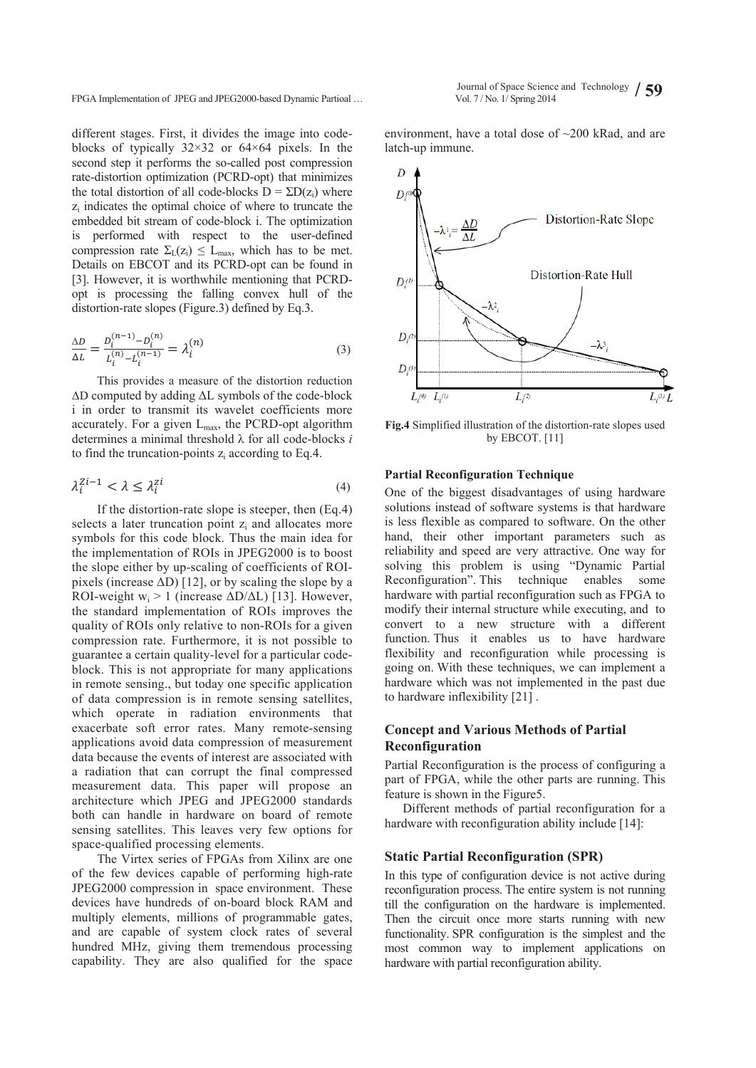different stages. First, it divides the image into code-blocks of typically 32×32 or 64×64 pixels. In the second step it performs the so-called post compression rate-distortion optimization (PCRD-opt) that minimizes the total distortion of all code-blocks $D = \Sigma D(z_i)$ where $z_i$ indicates the optimal choice of where to truncate the embedded bit stream of code-block i. The optimization is performed with respect to the user-defined compression rate $\Sigma_L(z_i) \leq L_{max}$, which has to be met. Details on EBCOT and its PCRD-opt can be found in [3]. However, it is worthwhile mentioning that PCRD-opt is processing the falling convex hull of the distortion-rate slopes (Figure.3) defined by Eq.3.

$$\frac{\Delta D}{\Delta L} = \frac{D_i^{(n-1)} - D_i^{(n)}}{L_i^{(n)} - L_i^{(n-1)}} = \lambda_i^{(n)} \tag{3}$$

This provides a measure of the distortion reduction ΔD computed by adding ΔL symbols of the code-block i in order to transmit its wavelet coefficients more accurately. For a given $L_{max}$, the PCRD-opt algorithm determines a minimal threshold λ for all code-blocks *i* to find the truncation-points $z_i$ according to Eq.4.

$$\lambda_i^{Zi-1} < \lambda \leq \lambda_i^{zi} \tag{4}$$

If the distortion-rate slope is steeper, then (Eq.4) selects a later truncation point $z_i$ and allocates more symbols for this code block. Thus the main idea for the implementation of ROIs in JPEG2000 is to boost the slope either by up-scaling of coefficients of ROI-pixels (increase ΔD) [12], or by scaling the slope by a ROI-weight $w_i > 1$ (increase ΔD/ΔL) [13]. However, the standard implementation of ROIs improves the quality of ROIs only relative to non-ROIs for a given compression rate. Furthermore, it is not possible to guarantee a certain quality-level for a particular code-block. This is not appropriate for many applications in remote sensing., but today one specific application of data compression is in remote sensing satellites, which operate in radiation environments that exacerbate soft error rates. Many remote-sensing applications avoid data compression of measurement data because the events of interest are associated with a radiation that can corrupt the final compressed measurement data. This paper will propose an architecture which JPEG and JPEG2000 standards both can handle in hardware on board of remote sensing satellites. This leaves very few options for space-qualified processing elements.

The Virtex series of FPGAs from Xilinx are one of the few devices capable of performing high-rate JPEG2000 compression in space environment. These devices have hundreds of on-board block RAM and multiply elements, millions of programmable gates, and are capable of system clock rates of several hundred MHz, giving them tremendous processing capability. They are also qualified for the space environment, have a total dose of ~200 kRad, and are latch-up immune.

**Fig.4** Simplified illustration of the distortion-rate slopes used by EBCOT. [11]

### Partial Reconfiguration Technique

One of the biggest disadvantages of using hardware solutions instead of software systems is that hardware is less flexible as compared to software. On the other hand, their other important parameters such as reliability and speed are very attractive. One way for solving this problem is using "Dynamic Partial Reconfiguration". This technique enables some hardware with partial reconfiguration such as FPGA to modify their internal structure while executing, and to convert to a new structure with a different function. Thus it enables us to have hardware flexibility and reconfiguration while processing is going on. With these techniques, we can implement a hardware which was not implemented in the past due to hardware inflexibility [21] .

### Concept and Various Methods of Partial Reconfiguration

Partial Reconfiguration is the process of configuring a part of FPGA, while the other parts are running. This feature is shown in the Figure5.

Different methods of partial reconfiguration for a hardware with reconfiguration ability include [14]:

### Static Partial Reconfiguration (SPR)

In this type of configuration device is not active during reconfiguration process. The entire system is not running till the configuration on the hardware is implemented. Then the circuit once more starts running with new functionality. SPR configuration is the simplest and the most common way to implement applications on hardware with partial reconfiguration ability.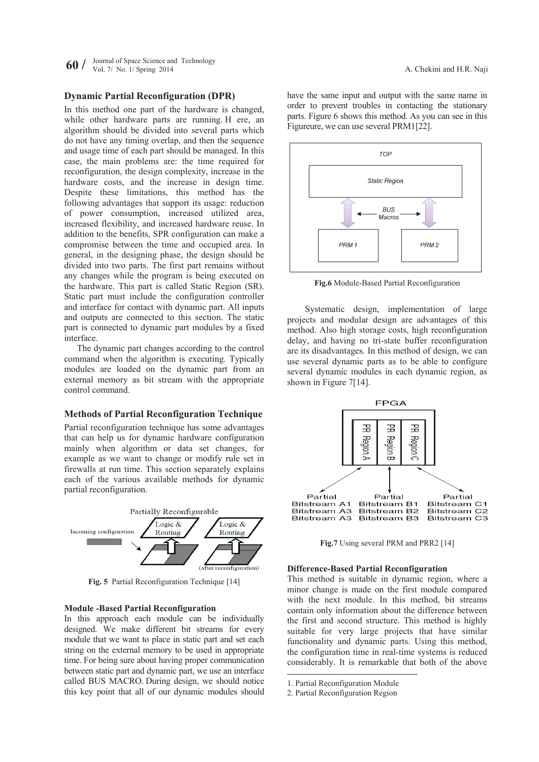## Dynamic Partial Reconfiguration (DPR)

In this method one part of the hardware is changed, while other hardware parts are running. H ere, an algorithm should be divided into several parts which do not have any timing overlap, and then the sequence and usage time of each part should be managed. In this case, the main problems are: the time required for reconfiguration, the design complexity, increase in the hardware costs, and the increase in design time. Despite these limitations, this method has the following advantages that support its usage: reduction of power consumption, increased utilized area, increased flexibility, and increased hardware reuse. In addition to the benefits, SPR configuration can make a compromise between the time and occupied area. In general, in the designing phase, the design should be divided into two parts. The first part remains without any changes while the program is being executed on the hardware. This part is called Static Region (SR). Static part must include the configuration controller and interface for contact with dynamic part. All inputs and outputs are connected to this section. The static part is connected to dynamic part modules by a fixed interface.

The dynamic part changes according to the control command when the algorithm is executing. Typically modules are loaded on the dynamic part from an external memory as bit stream with the appropriate control command.

## Methods of Partial Reconfiguration Technique

Partial reconfiguration technique has some advantages that can help us for dynamic hardware configuration mainly when algorithm or data set changes, for example as we want to change or modify rule set in firewalls at run time. This section separately explains each of the various available methods for dynamic partial reconfiguration.

Partially Reconfigurable

Incoming configuration

Logic & Routing

Logic & Routing

(after reconfiguration)

**Fig. 5** Partial Reconfiguration Technique [14]

### Module -Based Partial Reconfiguration

In this approach each module can be individually designed. We make different bit streams for every module that we want to place in static part and set each string on the external memory to be used in appropriate time. For being sure about having proper communication between static part and dynamic part, we use an interface called BUS MACRO. During design, we should notice this key point that all of our dynamic modules should have the same input and output with the same name in order to prevent troubles in contacting the stationary parts. Figure 6 shows this method. As you can see in this Figureure, we can use several PRM1[22].

TOP

Static Region

BUS Macros

PRM 1

PRM 2

**Fig.6** Module-Based Partial Reconfiguration

Systematic design, implementation of large projects and modular design are advantages of this method. Also high storage costs, high reconfiguration delay, and having no tri-state buffer reconfiguration are its disadvantages. In this method of design, we can use several dynamic parts as to be able to configure several dynamic modules in each dynamic region, as shown in Figure 7[14].

FPGA

PR Region A

PR Region B

PR Region C

Partial Bitstream A1 Bitstream A3 Bitstream A3

Partial Bitstream B1 Bitstream B2 Bitstream B3

Partial Bitstream C1 Bitstream C2 Bitstream C3

**Fig.7** Using several PRM and PRR2 [14]

### Difference-Based Partial Reconfiguration

This method is suitable in dynamic region, where a minor change is made on the first module compared with the next module. In this method, bit streams contain only information about the difference between the first and second structure. This method is highly suitable for very large projects that have similar functionality and dynamic parts. Using this method, the configuration time in real-time systems is reduced considerably. It is remarkable that both of the above

---

1. Partial Reconfiguration Module
2. Partial Reconfiguration Region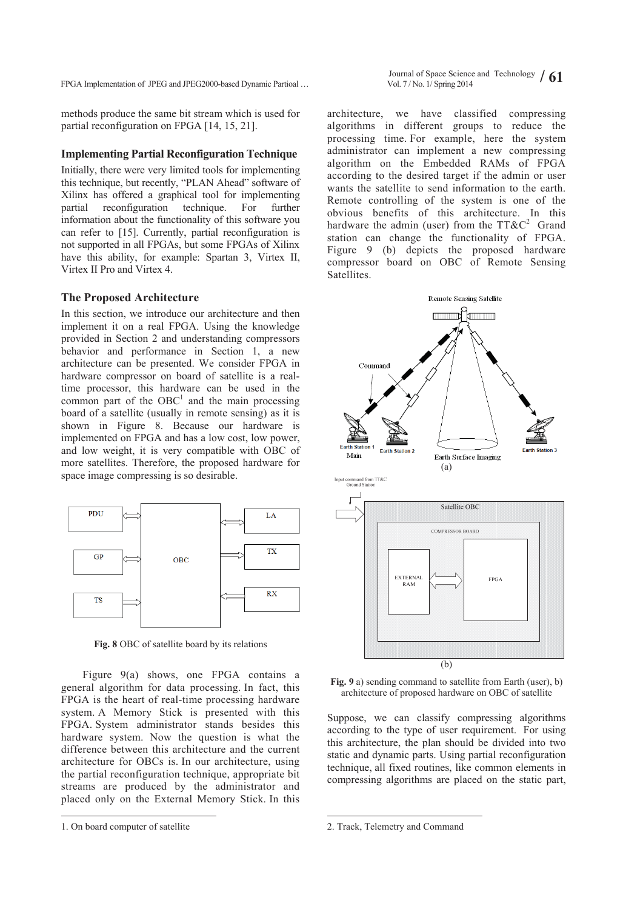methods produce the same bit stream which is used for partial reconfiguration on FPGA [14, 15, 21].

### Implementing Partial Reconfiguration Technique

Initially, there were very limited tools for implementing this technique, but recently, "PLAN Ahead" software of Xilinx has offered a graphical tool for implementing partial reconfiguration technique. For further information about the functionality of this software you can refer to [15]. Currently, partial reconfiguration is not supported in all FPGAs, but some FPGAs of Xilinx have this ability, for example: Spartan 3, Virtex II, Virtex II Pro and Virtex 4.

### The Proposed Architecture

In this section, we introduce our architecture and then implement it on a real FPGA. Using the knowledge provided in Section 2 and understanding compressors behavior and performance in Section 1, a new architecture can be presented. We consider FPGA in hardware compressor on board of satellite is a real-time processor, this hardware can be used in the common part of the OBC[1] and the main processing board of a satellite (usually in remote sensing) as it is shown in Figure 8. Because our hardware is implemented on FPGA and has a low cost, low power, and low weight, it is very compatible with OBC of more satellites. Therefore, the proposed hardware for space image compressing is so desirable.

**Fig. 8** OBC of satellite board by its relations

Figure 9(a) shows, one FPGA contains a general algorithm for data processing. In fact, this FPGA is the heart of real-time processing hardware system. A Memory Stick is presented with this FPGA. System administrator stands besides this hardware system. Now the question is what the difference between this architecture and the current architecture for OBCs is. In our architecture, using the partial reconfiguration technique, appropriate bit streams are produced by the administrator and placed only on the External Memory Stick. In this architecture, we have classified compressing algorithms in different groups to reduce the processing time. For example, here the system administrator can implement a new compressing algorithm on the Embedded RAMs of FPGA according to the desired target if the admin or user wants the satellite to send information to the earth. Remote controlling of the system is one of the obvious benefits of this architecture. In this hardware the admin (user) from the TT&C[2] Grand station can change the functionality of FPGA. Figure 9 (b) depicts the proposed hardware compressor board on OBC of Remote Sensing Satellites.

**Fig. 9** a) sending command to satellite from Earth (user), b) architecture of proposed hardware on OBC of satellite

Suppose, we can classify compressing algorithms according to the type of user requirement. For using this architecture, the plan should be divided into two static and dynamic parts. Using partial reconfiguration technique, all fixed routines, like common elements in compressing algorithms are placed on the static part,

---

1. On board computer of satellite

2. Track, Telemetry and Command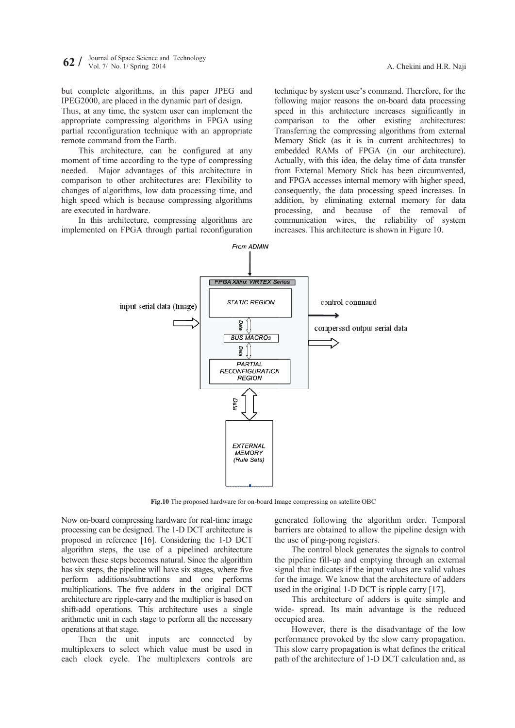but complete algorithms, in this paper JPEG and IPEG2000, are placed in the dynamic part of design. Thus, at any time, the system user can implement the appropriate compressing algorithms in FPGA using partial reconfiguration technique with an appropriate remote command from the Earth.

This architecture, can be configured at any moment of time according to the type of compressing needed. Major advantages of this architecture in comparison to other architectures are: Flexibility to changes of algorithms, low data processing time, and high speed which is because compressing algorithms are executed in hardware.

In this architecture, compressing algorithms are implemented on FPGA through partial reconfiguration technique by system user's command. Therefore, for the following major reasons the on-board data processing speed in this architecture increases significantly in comparison to the other existing architectures: Transferring the compressing algorithms from external Memory Stick (as it is in current architectures) to embedded RAMs of FPGA (in our architecture). Actually, with this idea, the delay time of data transfer from External Memory Stick has been circumvented, and FPGA accesses internal memory with higher speed, consequently, the data processing speed increases. In addition, by eliminating external memory for data processing, and because of the removal of communication wires, the reliability of system increases. This architecture is shown in Figure 10.

From ADMIN

FPGA Xilinx VIRTEX Series

STATIC REGION

input serial data (Image)

control command

Data

BUS MACROs

compersd output serial data

Data

PARTIAL RECONFIGURATION REGION

Data

EXTERNAL MEMORY (Rule Sets)

**Fig.10** The proposed hardware for on-board Image compressing on satellite OBC

Now on-board compressing hardware for real-time image processing can be designed. The 1-D DCT architecture is proposed in reference [16]. Considering the 1-D DCT algorithm steps, the use of a pipelined architecture between these steps becomes natural. Since the algorithm has six steps, the pipeline will have six stages, where five perform additions/subtractions and one performs multiplications. The five adders in the original DCT architecture are ripple-carry and the multiplier is based on shift-add operations. This architecture uses a single arithmetic unit in each stage to perform all the necessary operations at that stage.

Then the unit inputs are connected by multiplexers to select which value must be used in each clock cycle. The multiplexers controls are generated following the algorithm order. Temporal barriers are obtained to allow the pipeline design with the use of ping-pong registers.

The control block generates the signals to control the pipeline fill-up and emptying through an external signal that indicates if the input values are valid values for the image. We know that the architecture of adders used in the original 1-D DCT is ripple carry [17].

This architecture of adders is quite simple and wide- spread. Its main advantage is the reduced occupied area.

However, there is the disadvantage of the low performance provoked by the slow carry propagation. This slow carry propagation is what defines the critical path of the architecture of 1-D DCT calculation and, as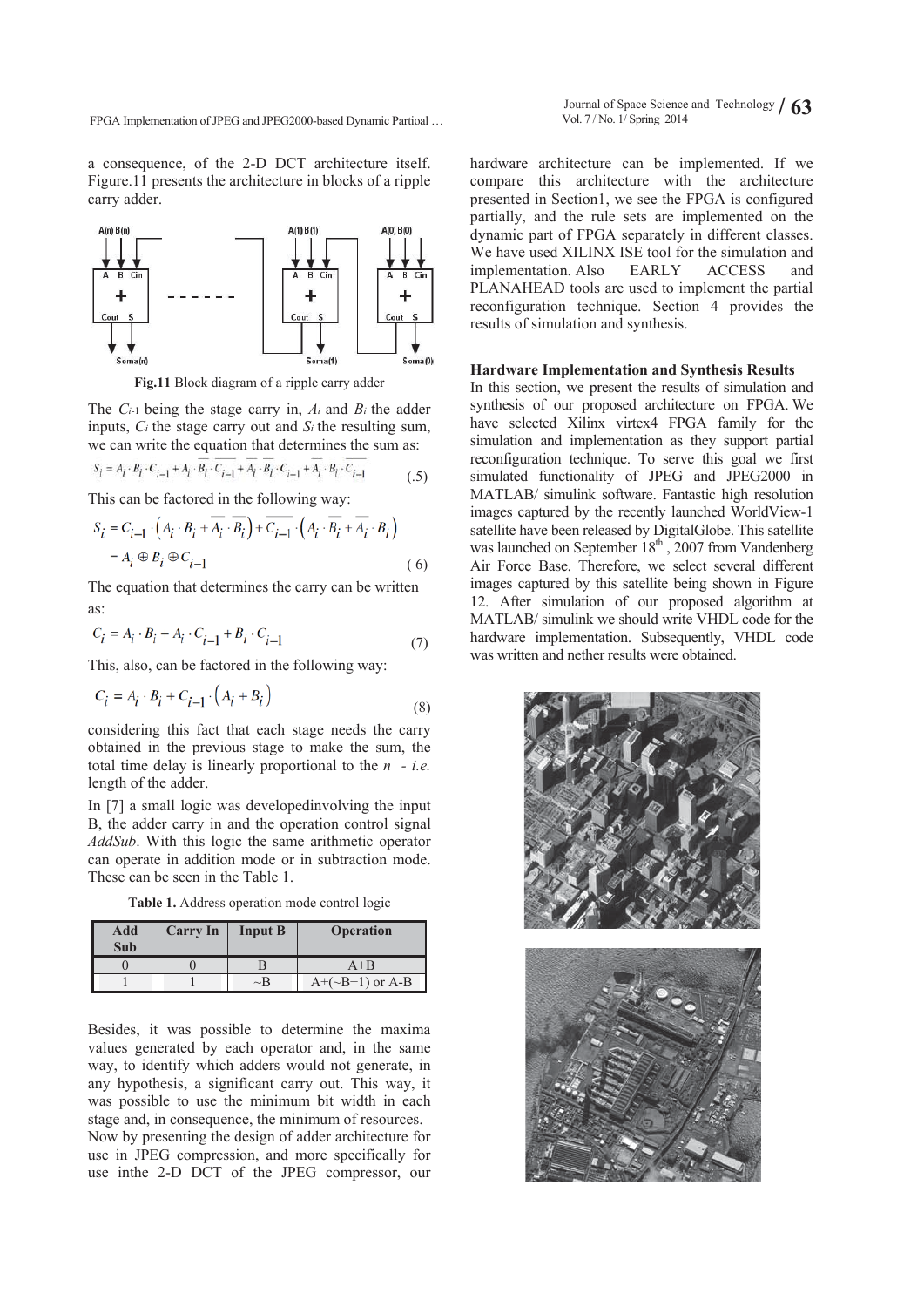a consequence, of the 2-D DCT architecture itself. Figure.11 presents the architecture in blocks of a ripple carry adder.

**Fig.11** Block diagram of a ripple carry adder

The $C_{i-1}$ being the stage carry in, $A_i$ and $B_i$ the adder inputs, $C_i$ the stage carry out and $S_i$ the resulting sum, we can write the equation that determines the sum as:

$$S_i = A_i \cdot B_i \cdot C_{i-1} + A_i \cdot \overline{B_i} \cdot \overline{C_{i-1}} + \overline{A_i} \cdot \overline{B_i} \cdot C_{i-1} + \overline{A_i} \cdot B_i \cdot \overline{C_{i-1}} \qquad (.5)$$

This can be factored in the following way:

$$S_i = C_{i-1} \cdot \left( A_i \cdot B_i + \overline{A_i} \cdot \overline{B_i} \right) + \overline{C_{i-1}} \cdot \left( A_i \cdot \overline{B_i} + \overline{A_i} \cdot B_i \right)$$
$$= A_i \oplus B_i \oplus C_{i-1} \qquad (6)$$

The equation that determines the carry can be written as:

$$C_i = A_i \cdot B_i + A_i \cdot C_{i-1} + B_i \cdot C_{i-1} \qquad (7)$$

This, also, can be factored in the following way:

$$C_i = A_i \cdot B_i + C_{i-1} \cdot \left( A_i + B_i \right) \qquad (8)$$

considering this fact that each stage needs the carry obtained in the previous stage to make the sum, the total time delay is linearly proportional to the *n - i.e.* length of the adder.

In [7] a small logic was developedinvolving the input B, the adder carry in and the operation control signal *AddSub*. With this logic the same arithmetic operator can operate in addition mode or in subtraction mode. These can be seen in the Table 1.

**Table 1.** Address operation mode control logic

| Add Sub | Carry In | Input B | Operation |
|---|---|---|---|
| 0 | 0 | B | A+B |
| 1 | 1 | ~B | A+(~B+1) or A-B |

Besides, it was possible to determine the maxima values generated by each operator and, in the same way, to identify which adders would not generate, in any hypothesis, a significant carry out. This way, it was possible to use the minimum bit width in each stage and, in consequence, the minimum of resources.

Now by presenting the design of adder architecture for use in JPEG compression, and more specifically for use inthe 2-D DCT of the JPEG compressor, our hardware architecture can be implemented. If we compare this architecture with the architecture presented in Section1, we see the FPGA is configured partially, and the rule sets are implemented on the dynamic part of FPGA separately in different classes. We have used XILINX ISE tool for the simulation and implementation. Also EARLY ACCESS and PLANAHEAD tools are used to implement the partial reconfiguration technique. Section 4 provides the results of simulation and synthesis.

## Hardware Implementation and Synthesis Results

In this section, we present the results of simulation and synthesis of our proposed architecture on FPGA. We have selected Xilinx virtex4 FPGA family for the simulation and implementation as they support partial reconfiguration technique. To serve this goal we first simulated functionality of JPEG and JPEG2000 in MATLAB/ simulink software. Fantastic high resolution images captured by the recently launched WorldView-1 satellite have been released by DigitalGlobe. This satellite was launched on September 18th , 2007 from Vandenberg Air Force Base. Therefore, we select several different images captured by this satellite being shown in Figure 12. After simulation of our proposed algorithm at MATLAB/ simulink we should write VHDL code for the hardware implementation. Subsequently, VHDL code was written and nether results were obtained.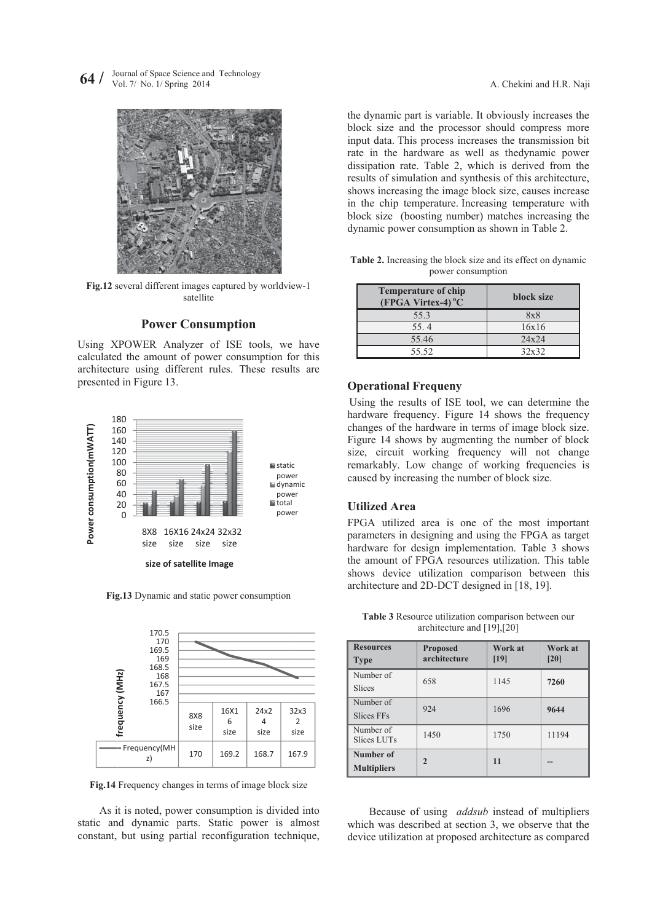Fig.12 several different images captured by worldview-1 satellite

## Power Consumption

Using XPOWER Analyzer of ISE tools, we have calculated the amount of power consumption for this architecture using different rules. These results are presented in Figure 13.

Fig.13 Dynamic and static power consumption

| | 8X8 size | 16X16 size | 24x24 size | 32x32 size |
|---|---|---|---|---|
| Frequency(MHz) | 170 | 169.2 | 168.7 | 167.9 |

Fig.14 Frequency changes in terms of image block size

As it is noted, power consumption is divided into static and dynamic parts. Static power is almost constant, but using partial reconfiguration technique, the dynamic part is variable. It obviously increases the block size and the processor should compress more input data. This process increases the transmission bit rate in the hardware as well as thedynamic power dissipation rate. Table 2, which is derived from the results of simulation and synthesis of this architecture, shows increasing the image block size, causes increase in the chip temperature. Increasing temperature with block size (boosting number) matches increasing the dynamic power consumption as shown in Table 2.

**Table 2.** Increasing the block size and its effect on dynamic power consumption

| Temperature of chip (FPGA Virtex-4) $^{o}$C | block size |
|---|---|
| 55.3 | 8x8 |
| 55. 4 | 16x16 |
| 55.46 | 24x24 |
| 55.52 | 32x32 |

## Operational Frequeny

Using the results of ISE tool, we can determine the hardware frequency. Figure 14 shows the frequency changes of the hardware in terms of image block size. Figure 14 shows by augmenting the number of block size, circuit working frequency will not change remarkably. Low change of working frequencies is caused by increasing the number of block size.

## Utilized Area

FPGA utilized area is one of the most important parameters in designing and using the FPGA as target hardware for design implementation. Table 3 shows the amount of FPGA resources utilization. This table shows device utilization comparison between this architecture and 2D-DCT designed in [18, 19].

**Table 3** Resource utilization comparison between our architecture and [19],[20]

| Resources Type | Proposed architecture | Work at [19] | Work at [20] |
|---|---|---|---|
| Number of Slices | 658 | 1145 | **7260** |
| Number of Slices FFs | 924 | 1696 | **9644** |
| Number of Slices LUTs | 1450 | 1750 | 11194 |
| **Number of Multipliers** | **2** | **11** | **--** |

Because of using *addsub* instead of multipliers which was described at section 3, we observe that the device utilization at proposed architecture as compared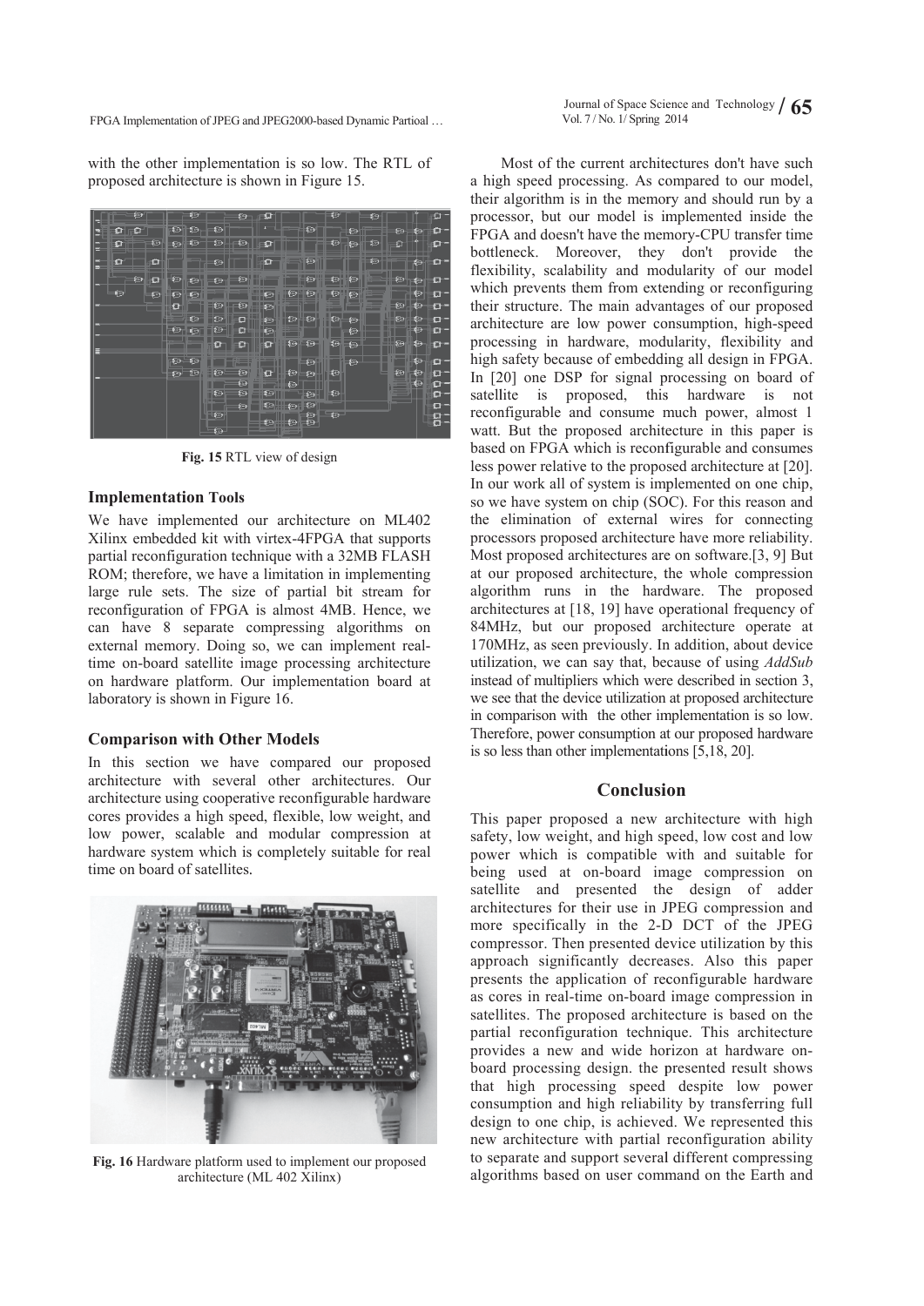with the other implementation is so low. The RTL of proposed architecture is shown in Figure 15.

Fig. 15 RTL view of design

### Implementation Tools

We have implemented our architecture on ML402 Xilinx embedded kit with virtex-4FPGA that supports partial reconfiguration technique with a 32MB FLASH ROM; therefore, we have a limitation in implementing large rule sets. The size of partial bit stream for reconfiguration of FPGA is almost 4MB. Hence, we can have 8 separate compressing algorithms on external memory. Doing so, we can implement real-time on-board satellite image processing architecture on hardware platform. Our implementation board at laboratory is shown in Figure 16.

### Comparison with Other Models

In this section we have compared our proposed architecture with several other architectures. Our architecture using cooperative reconfigurable hardware cores provides a high speed, flexible, low weight, and low power, scalable and modular compression at hardware system which is completely suitable for real time on board of satellites.

Fig. 16 Hardware platform used to implement our proposed architecture (ML 402 Xilinx)

Most of the current architectures don't have such a high speed processing. As compared to our model, their algorithm is in the memory and should run by a processor, but our model is implemented inside the FPGA and doesn't have the memory-CPU transfer time bottleneck. Moreover, they don't provide the flexibility, scalability and modularity of our model which prevents them from extending or reconfiguring their structure. The main advantages of our proposed architecture are low power consumption, high-speed processing in hardware, modularity, flexibility and high safety because of embedding all design in FPGA. In [20] one DSP for signal processing on board of satellite is proposed, this hardware is not reconfigurable and consume much power, almost 1 watt. But the proposed architecture in this paper is based on FPGA which is reconfigurable and consumes less power relative to the proposed architecture at [20]. In our work all of system is implemented on one chip, so we have system on chip (SOC). For this reason and the elimination of external wires for connecting processors proposed architecture have more reliability. Most proposed architectures are on software.[3, 9] But at our proposed architecture, the whole compression algorithm runs in the hardware. The proposed architectures at [18, 19] have operational frequency of 84MHz, but our proposed architecture operate at 170MHz, as seen previously. In addition, about device utilization, we can say that, because of using *AddSub* instead of multipliers which were described in section 3, we see that the device utilization at proposed architecture in comparison with the other implementation is so low. Therefore, power consumption at our proposed hardware is so less than other implementations [5,18, 20].

## Conclusion

This paper proposed a new architecture with high safety, low weight, and high speed, low cost and low power which is compatible with and suitable for being used at on-board image compression on satellite and presented the design of adder architectures for their use in JPEG compression and more specifically in the 2-D DCT of the JPEG compressor. Then presented device utilization by this approach significantly decreases. Also this paper presents the application of reconfigurable hardware as cores in real-time on-board image compression in satellites. The proposed architecture is based on the partial reconfiguration technique. This architecture provides a new and wide horizon at hardware on-board processing design. the presented result shows that high processing speed despite low power consumption and high reliability by transferring full design to one chip, is achieved. We represented this new architecture with partial reconfiguration ability to separate and support several different compressing algorithms based on user command on the Earth and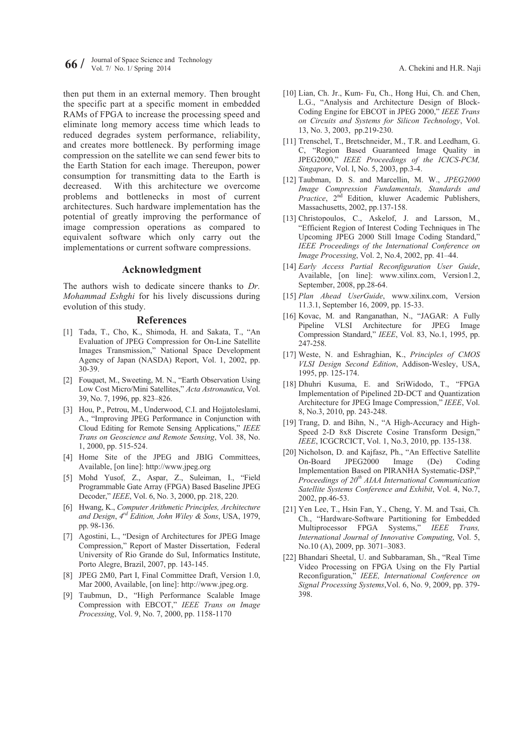then put them in an external memory. Then brought the specific part at a specific moment in embedded RAMs of FPGA to increase the processing speed and eliminate long memory access time which leads to reduced degrades system performance, reliability, and creates more bottleneck. By performing image compression on the satellite we can send fewer bits to the Earth Station for each image. Thereupon, power consumption for transmitting data to the Earth is decreased. With this architecture we overcome problems and bottlenecks in most of current architectures. Such hardware implementation has the potential of greatly improving the performance of image compression operations as compared to equivalent software which only carry out the implementations or current software compressions.

## Acknowledgment

The authors wish to dedicate sincere thanks to *Dr. Mohammad Eshghi* for his lively discussions during evolution of this study.

## References

[1] Tada, T., Cho, K., Shimoda, H. and Sakata, T., "An Evaluation of JPEG Compression for On-Line Satellite Images Transmission," National Space Development Agency of Japan (NASDA) Report, Vol. 1, 2002, pp. 30-39.

[2] Fouquet, M., Sweeting, M. N., "Earth Observation Using Low Cost Micro/Mini Satellites," *Acta Astronautica*, Vol. 39, No. 7, 1996, pp. 823–826.

[3] Hou, P., Petrou, M., Underwood, C.I. and Hojjatoleslami, A., "Improving JPEG Performance in Conjunction with Cloud Editing for Remote Sensing Applications," *IEEE Trans on Geoscience and Remote Sensing*, Vol. 38, No. 1, 2000, pp. 515-524.

[4] Home Site of the JPEG and JBIG Committees, Available, [on line]: http://www.jpeg.org

[5] Mohd Yusof, Z., Aspar, Z., Suleiman, I., "Field Programmable Gate Array (FPGA) Based Baseline JPEG Decoder," *IEEE*, Vol. 6, No. 3, 2000, pp. 218, 220.

[6] Hwang, K., *Computer Arithmetic Principles, Architecture and Design*, *4rd Edition, John Wiley & Sons*, USA, 1979, pp. 98-136.

[7] Agostini, L., "Design of Architectures for JPEG Image Compression," Report of Master Dissertation, Federal University of Rio Grande do Sul, Informatics Institute, Porto Alegre, Brazil, 2007, pp. 143-145.

[8] JPEG 2M0, Part I, Final Committee Draft, Version 1.0, Mar 2000, Available, [on line]: http://www.jpeg.org.

[9] Taubmun, D., "High Performance Scalable Image Compression with EBCOT," *IEEE Trans on Image Processing*, Vol. 9, No. 7, 2000, pp. 1158-1170

[10] Lian, Ch. Jr., Kum- Fu, Ch., Hong Hui, Ch. and Chen, L.G., "Analysis and Architecture Design of Block-Coding Engine for EBCOT in JPEG 2000," *IEEE Trans on Circuits and Systems for Silicon Technology*, Vol. 13, No. 3, 2003, pp.219-230.

[11] Trenschel, T., Bretschneider, M., T.R. and Leedham, G. C, "Region Based Guaranteed Image Quality in JPEG2000," *IEEE Proceedings of the ICICS-PCM, Singapore*, Vol. l, No. 5, 2003, pp.3-4.

[12] Taubman, D. S. and Marcellin, M. W., *JPEG2000 Image Compression Fundamentals, Standards and Practice*, 2nd Edition, kluwer Academic Publishers, Massachusetts, 2002, pp.137-158.

[13] Christopoulos, C., Askelof, J. and Larsson, M., "Efficient Region of Interest Coding Techniques in The Upcoming JPEG 2000 Still Image Coding Standard," *IEEE Proceedings of the International Conference on Image Processing*, Vol. 2, No.4, 2002, pp. 41–44.

[14] *Early Access Partial Reconfiguration User Guide*, Available, [on line]: www.xilinx.com, Version1.2, September, 2008, pp.28-64.

[15] *Plan Ahead UserGuide*, www.xilinx.com, Version 11.3.1, September 16, 2009, pp. 15-33.

[16] Kovac, M. and Ranganathan, N., "JAGAR: A Fully Pipeline VLSI Architecture for JPEG Image Compression Standard," *IEEE*, Vol. 83, No.1, 1995, pp. 247-258.

[17] Weste, N. and Eshraghian, K., *Principles of CMOS VLSI Design Second Edition*, Addison-Wesley, USA, 1995, pp. 125-174.

[18] Dhuhri Kusuma, E. and SriWidodo, T., "FPGA Implementation of Pipelined 2D-DCT and Quantization Architecture for JPEG Image Compression," *IEEE*, Vol. 8, No.3, 2010, pp. 243-248.

[19] Trang, D. and Bihn, N., "A High-Accuracy and High-Speed 2-D 8x8 Discrete Cosine Transform Design," *IEEE*, ICGCRCICT, Vol. 1, No.3, 2010, pp. 135-138.

[20] Nicholson, D. and Kajfasz, Ph., "An Effective Satellite On-Board JPEG2000 Image (De) Coding Implementation Based on PIRANHA Systematic-DSP," *Proceedings of 20th AIAA International Communication Satellite Systems Conference and Exhibit*, Vol. 4, No.7, 2002, pp.46-53.

[21] Yen Lee, T., Hsin Fan, Y., Cheng, Y. M. and Tsai, Ch. Ch., "Hardware-Software Partitioning for Embedded Multiprocessor FPGA Systems," *IEEE Trans, International Journal of Innovative Computing*, Vol. 5, No.10 (A), 2009, pp. 3071–3083.

[22] Bhandari Sheetal, U. and Subbaraman, Sh., "Real Time Video Processing on FPGA Using on the Fly Partial Reconfiguration," *IEEE, International Conference on Signal Processing Systems*,Vol. 6, No. 9, 2009, pp. 379-398.